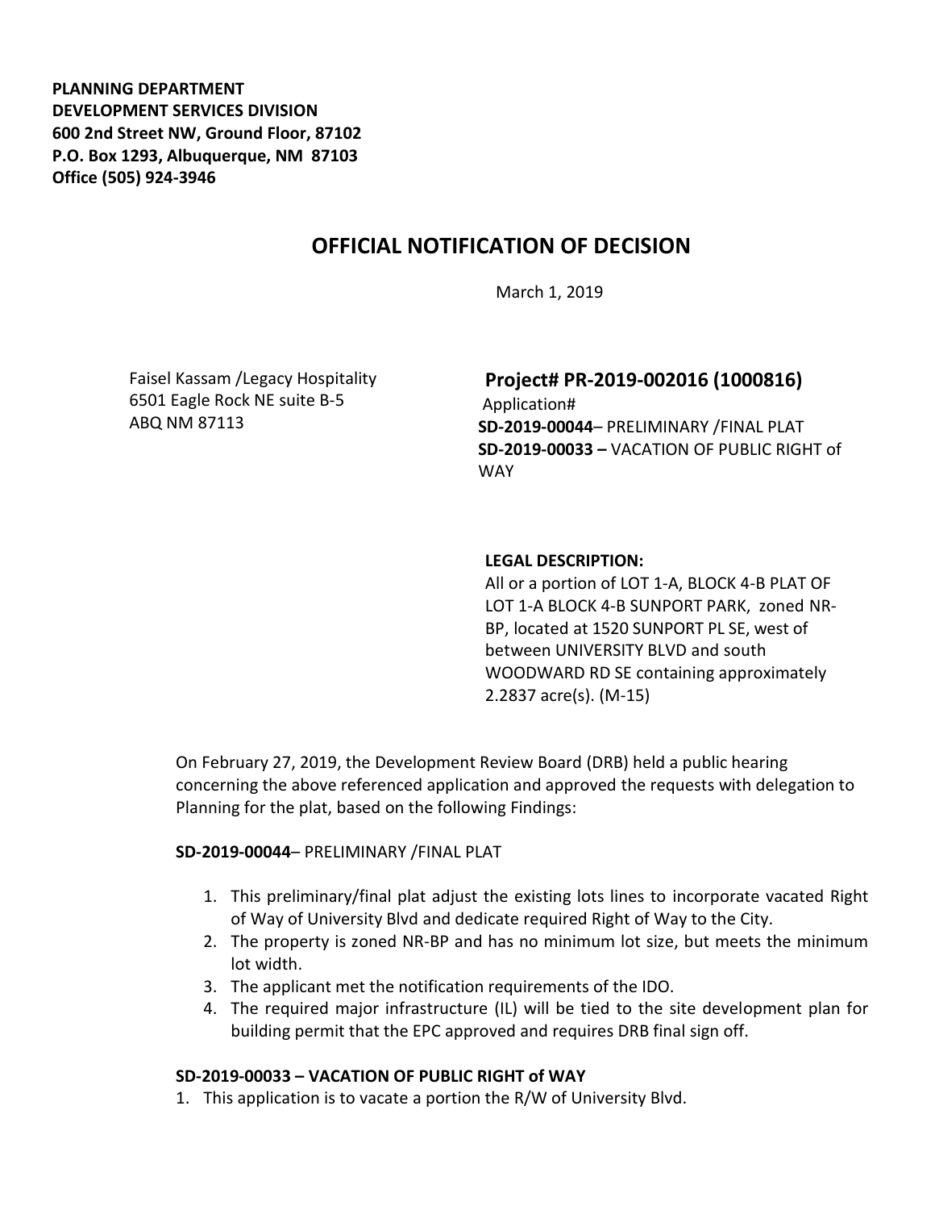**PLANNING DEPARTMENT**
**DEVELOPMENT SERVICES DIVISION**
**600 2nd Street NW, Ground Floor, 87102**
**P.O. Box 1293, Albuquerque, NM 87103**
**Office (505) 924-3946**

# OFFICIAL NOTIFICATION OF DECISION

March 1, 2019

Faisel Kassam /Legacy Hospitality
6501 Eagle Rock NE suite B-5
ABQ NM 87113

## Project# PR-2019-002016 (1000816)

Application#
**SD-2019-00044**– PRELIMINARY /FINAL PLAT
**SD-2019-00033 –** VACATION OF PUBLIC RIGHT of WAY

**LEGAL DESCRIPTION:**
All or a portion of LOT 1-A, BLOCK 4-B PLAT OF LOT 1-A BLOCK 4-B SUNPORT PARK, zoned NR-BP, located at 1520 SUNPORT PL SE, west of between UNIVERSITY BLVD and south WOODWARD RD SE containing approximately 2.2837 acre(s). (M-15)

On February 27, 2019, the Development Review Board (DRB) held a public hearing concerning the above referenced application and approved the requests with delegation to Planning for the plat, based on the following Findings:

**SD-2019-00044**– PRELIMINARY /FINAL PLAT

1. This preliminary/final plat adjust the existing lots lines to incorporate vacated Right of Way of University Blvd and dedicate required Right of Way to the City.
2. The property is zoned NR-BP and has no minimum lot size, but meets the minimum lot width.
3. The applicant met the notification requirements of the IDO.
4. The required major infrastructure (IL) will be tied to the site development plan for building permit that the EPC approved and requires DRB final sign off.

**SD-2019-00033 – VACATION OF PUBLIC RIGHT of WAY**

1. This application is to vacate a portion the R/W of University Blvd.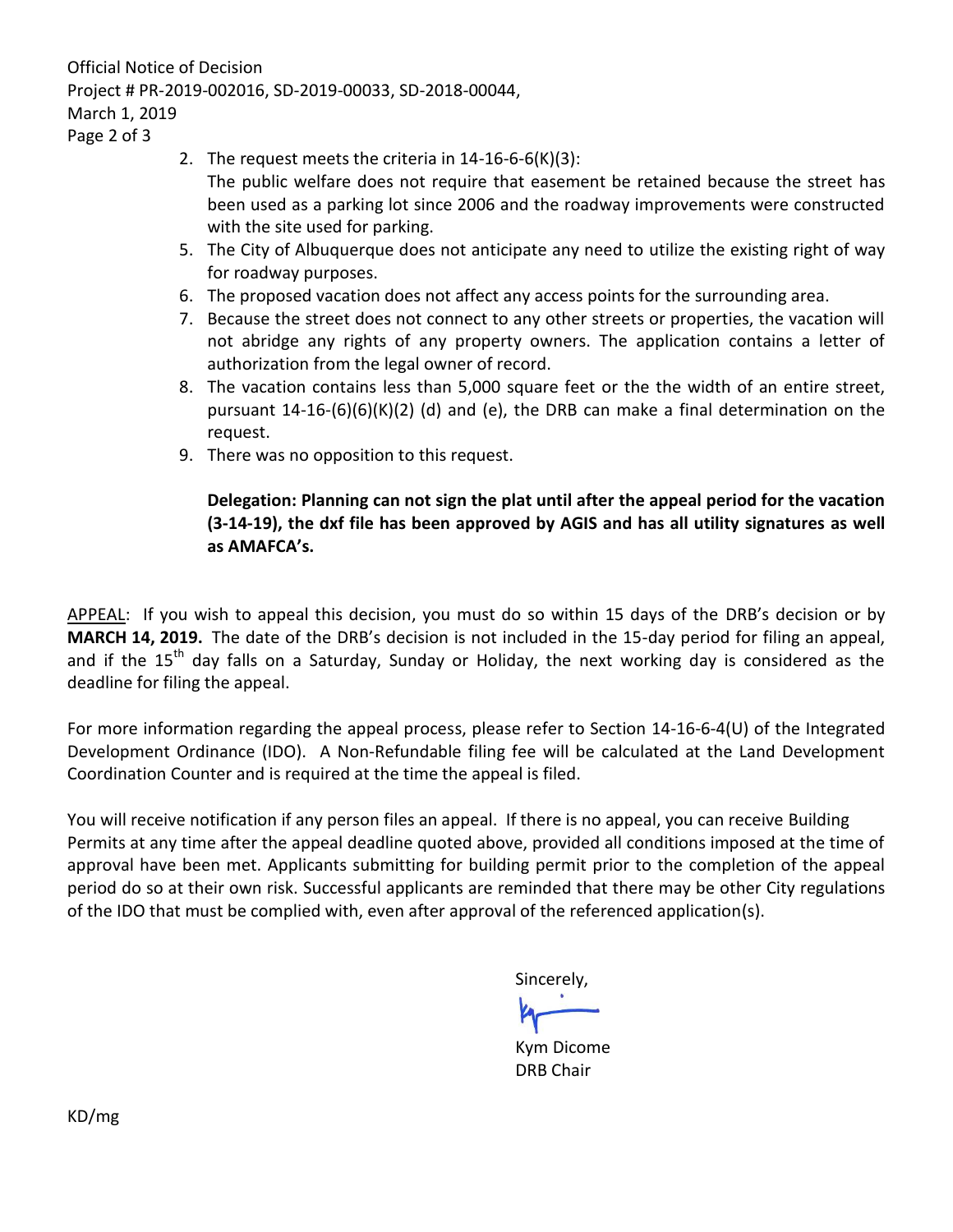2. The request meets the criteria in 14-16-6-6(K)(3):
   The public welfare does not require that easement be retained because the street has been used as a parking lot since 2006 and the roadway improvements were constructed with the site used for parking.
5. The City of Albuquerque does not anticipate any need to utilize the existing right of way for roadway purposes.
6. The proposed vacation does not affect any access points for the surrounding area.
7. Because the street does not connect to any other streets or properties, the vacation will not abridge any rights of any property owners. The application contains a letter of authorization from the legal owner of record.
8. The vacation contains less than 5,000 square feet or the the width of an entire street, pursuant 14-16-(6)(6)(K)(2) (d) and (e), the DRB can make a final determination on the request.
9. There was no opposition to this request.

**Delegation: Planning can not sign the plat until after the appeal period for the vacation (3-14-19), the dxf file has been approved by AGIS and has all utility signatures as well as AMAFCA's.**

APPEAL: If you wish to appeal this decision, you must do so within 15 days of the DRB's decision or by **MARCH 14, 2019.** The date of the DRB's decision is not included in the 15-day period for filing an appeal, and if the 15th day falls on a Saturday, Sunday or Holiday, the next working day is considered as the deadline for filing the appeal.

For more information regarding the appeal process, please refer to Section 14-16-6-4(U) of the Integrated Development Ordinance (IDO). A Non-Refundable filing fee will be calculated at the Land Development Coordination Counter and is required at the time the appeal is filed.

You will receive notification if any person files an appeal. If there is no appeal, you can receive Building Permits at any time after the appeal deadline quoted above, provided all conditions imposed at the time of approval have been met. Applicants submitting for building permit prior to the completion of the appeal period do so at their own risk. Successful applicants are reminded that there may be other City regulations of the IDO that must be complied with, even after approval of the referenced application(s).

Sincerely,

Kym Dicome
DRB Chair

KD/mg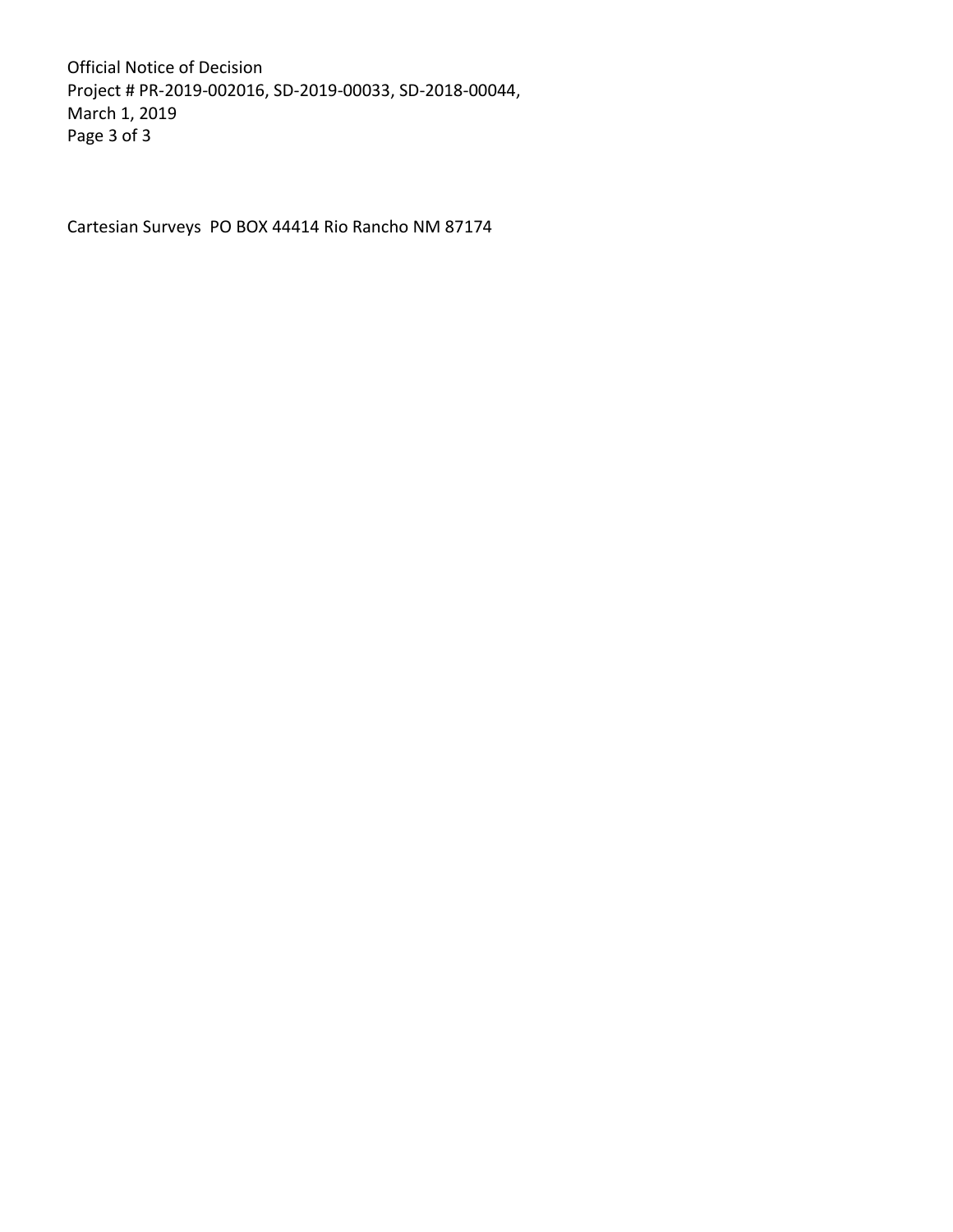Cartesian Surveys PO BOX 44414 Rio Rancho NM 87174